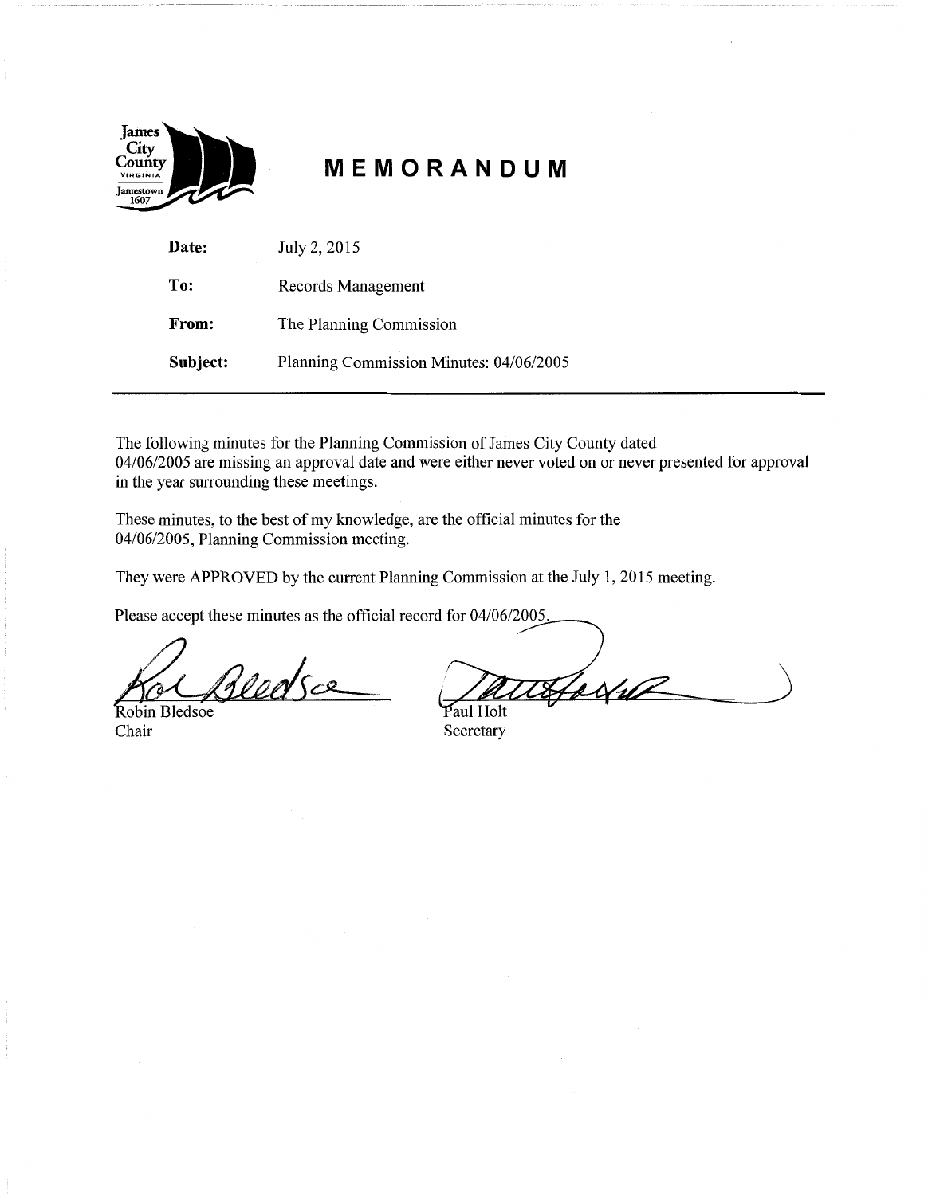James City County VIRGINIA Jamestown 1607

# MEMORANDUM

**Date:** July 2, 2015

**To:** Records Management

**From:** The Planning Commission

**Subject:** Planning Commission Minutes: 04/06/2005

---

The following minutes for the Planning Commission of James City County dated 04/06/2005 are missing an approval date and were either never voted on or never presented for approval in the year surrounding these meetings.

These minutes, to the best of my knowledge, are the official minutes for the 04/06/2005, Planning Commission meeting.

They were APPROVED by the current Planning Commission at the July 1, 2015 meeting.

Please accept these minutes as the official record for 04/06/2005.

Robin Bledsoe
Chair

Paul Holt
Secretary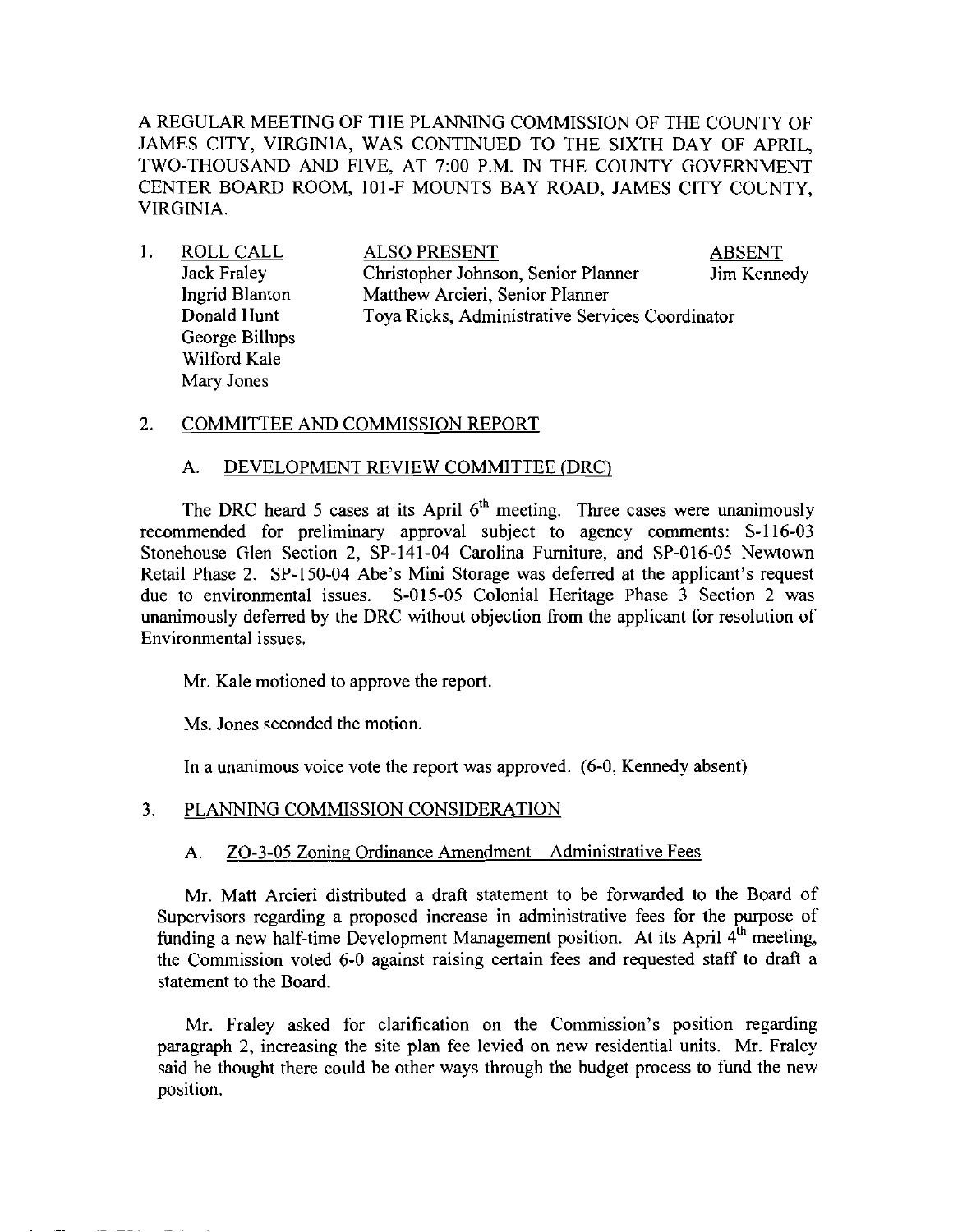A REGULAR MEETING OF THE PLANNING COMMISSION OF THE COUNTY OF JAMES CITY, VIRGINIA, WAS CONTINUED TO THE SIXTH DAY OF APRIL, TWO-THOUSAND AND FIVE, AT 7:00 P.M. IN THE COUNTY GOVERNMENT CENTER BOARD ROOM, 101-F MOUNTS BAY ROAD, JAMES CITY COUNTY, VIRGINIA.

1. ROLL CALL

| ROLL CALL | ALSO PRESENT | ABSENT |
|---|---|---|
| Jack Fraley | Christopher Johnson, Senior Planner | Jim Kennedy |
| Ingrid Blanton | Matthew Arcieri, Senior Planner | |
| Donald Hunt | Toya Ricks, Administrative Services Coordinator | |
| George Billups | | |
| Wilford Kale | | |
| Mary Jones | | |

2. COMMITTEE AND COMMISSION REPORT

A. DEVELOPMENT REVIEW COMMITTEE (DRC)

The DRC heard 5 cases at its April 6th meeting. Three cases were unanimously recommended for preliminary approval subject to agency comments: S-116-03 Stonehouse Glen Section 2, SP-141-04 Carolina Furniture, and SP-016-05 Newtown Retail Phase 2. SP-150-04 Abe's Mini Storage was deferred at the applicant's request due to environmental issues. S-015-05 Colonial Heritage Phase 3 Section 2 was unanimously deferred by the DRC without objection from the applicant for resolution of Environmental issues.

Mr. Kale motioned to approve the report.

Ms. Jones seconded the motion.

In a unanimous voice vote the report was approved. (6-0, Kennedy absent)

3. PLANNING COMMISSION CONSIDERATION

A. ZO-3-05 Zoning Ordinance Amendment – Administrative Fees

Mr. Matt Arcieri distributed a draft statement to be forwarded to the Board of Supervisors regarding a proposed increase in administrative fees for the purpose of funding a new half-time Development Management position. At its April 4th meeting, the Commission voted 6-0 against raising certain fees and requested staff to draft a statement to the Board.

Mr. Fraley asked for clarification on the Commission's position regarding paragraph 2, increasing the site plan fee levied on new residential units. Mr. Fraley said he thought there could be other ways through the budget process to fund the new position.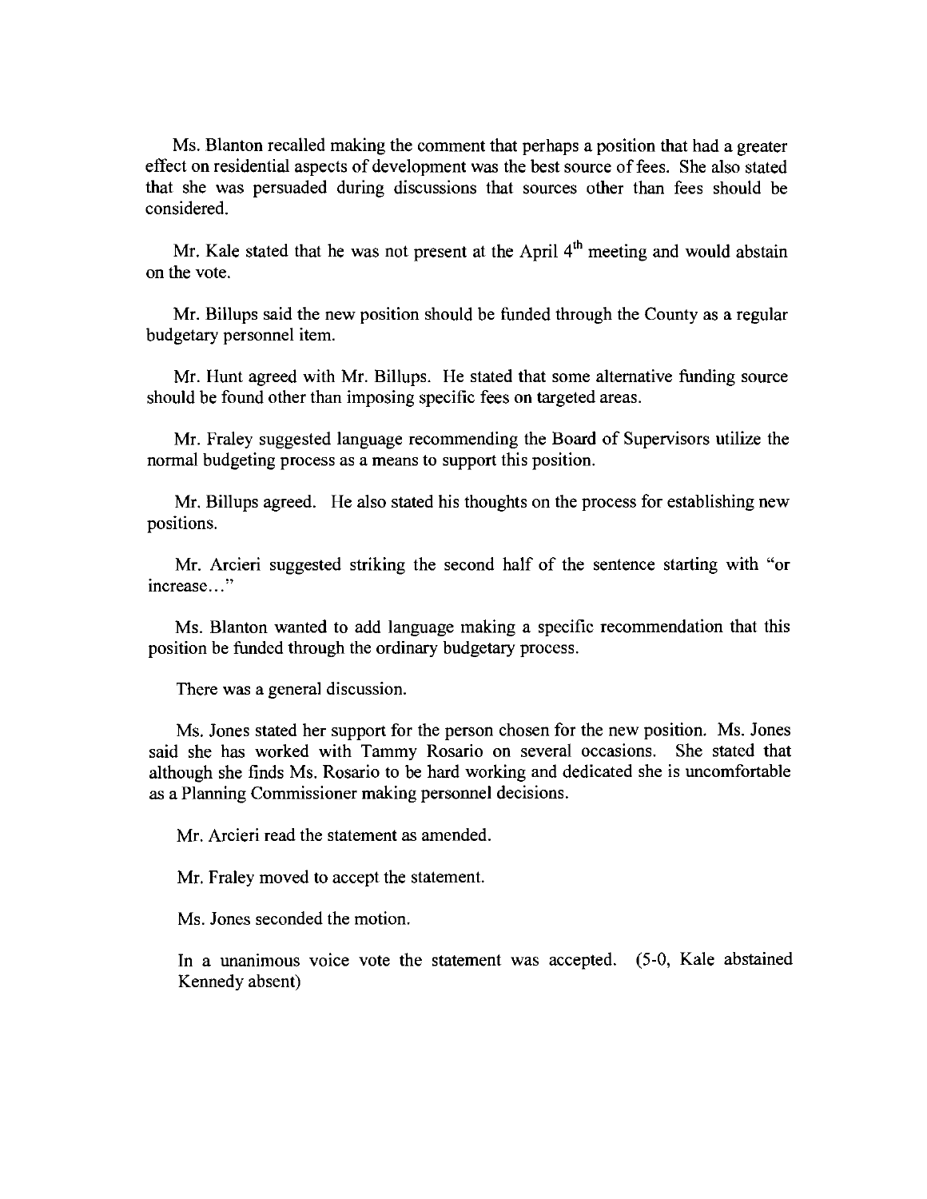Ms. Blanton recalled making the comment that perhaps a position that had a greater effect on residential aspects of development was the best source of fees. She also stated that she was persuaded during discussions that sources other than fees should be considered.

Mr. Kale stated that he was not present at the April 4th meeting and would abstain on the vote.

Mr. Billups said the new position should be funded through the County as a regular budgetary personnel item.

Mr. Hunt agreed with Mr. Billups. He stated that some alternative funding source should be found other than imposing specific fees on targeted areas.

Mr. Fraley suggested language recommending the Board of Supervisors utilize the normal budgeting process as a means to support this position.

Mr. Billups agreed. He also stated his thoughts on the process for establishing new positions.

Mr. Arcieri suggested striking the second half of the sentence starting with "or increase…"

Ms. Blanton wanted to add language making a specific recommendation that this position be funded through the ordinary budgetary process.

There was a general discussion.

Ms. Jones stated her support for the person chosen for the new position. Ms. Jones said she has worked with Tammy Rosario on several occasions. She stated that although she finds Ms. Rosario to be hard working and dedicated she is uncomfortable as a Planning Commissioner making personnel decisions.

Mr. Arcieri read the statement as amended.

Mr. Fraley moved to accept the statement.

Ms. Jones seconded the motion.

In a unanimous voice vote the statement was accepted. (5-0, Kale abstained Kennedy absent)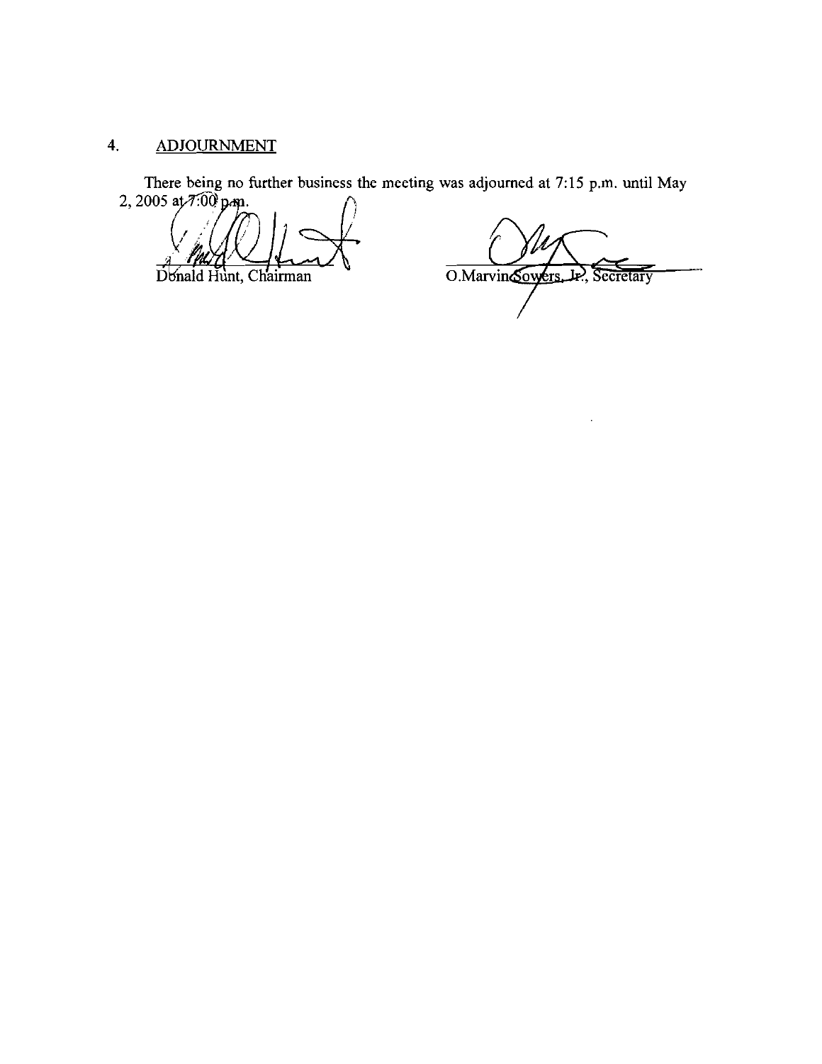## 4. ADJOURNMENT

There being no further business the meeting was adjourned at 7:15 p.m. until May 2, 2005 at 7:00 p.m.

Donald Hunt, Chairman

O.Marvin Sowers, Jr., Secretary